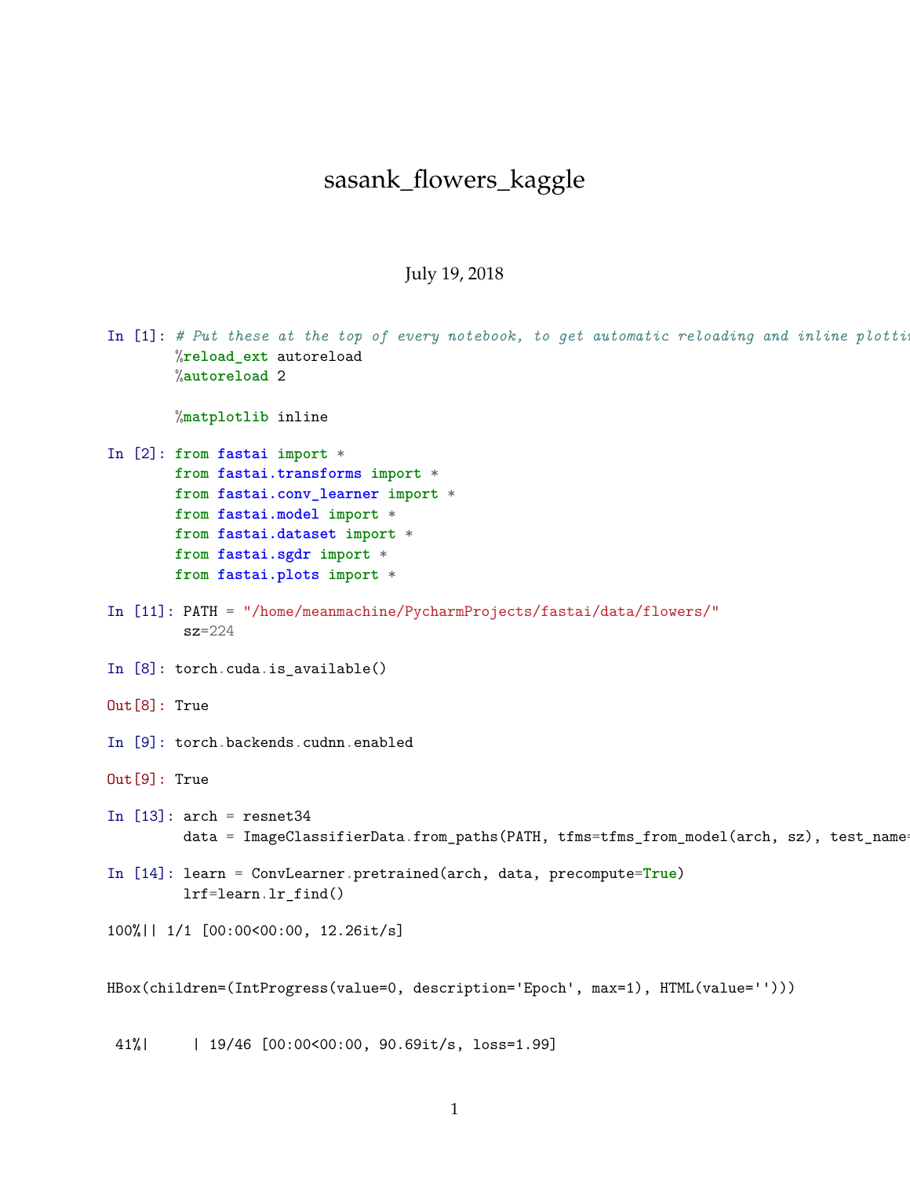# sasank_flowers_kaggle

July 19, 2018

In [1]:
```
# Put these at the top of every notebook, to get automatic reloading and inline plotti
%reload_ext autoreload
%autoreload 2

%matplotlib inline
```

In [2]:
```
from fastai import *
from fastai.transforms import *
from fastai.conv_learner import *
from fastai.model import *
from fastai.dataset import *
from fastai.sgdr import *
from fastai.plots import *
```

In [11]:
```
PATH = "/home/meanmachine/PycharmProjects/fastai/data/flowers/"
sz=224
```

In [8]:
```
torch.cuda.is_available()
```

Out[8]:
```
True
```

In [9]:
```
torch.backends.cudnn.enabled
```

Out[9]:
```
True
```

In [13]:
```
arch = resnet34
data = ImageClassifierData.from_paths(PATH, tfms=tfms_from_model(arch, sz), test_name=
```

In [14]:
```
learn = ConvLearner.pretrained(arch, data, precompute=True)
lrf=learn.lr_find()
```

```
100%|| 1/1 [00:00<00:00, 12.26it/s]


HBox(children=(IntProgress(value=0, description='Epoch', max=1), HTML(value='')))


 41%|     | 19/46 [00:00<00:00, 90.69it/s, loss=1.99]
```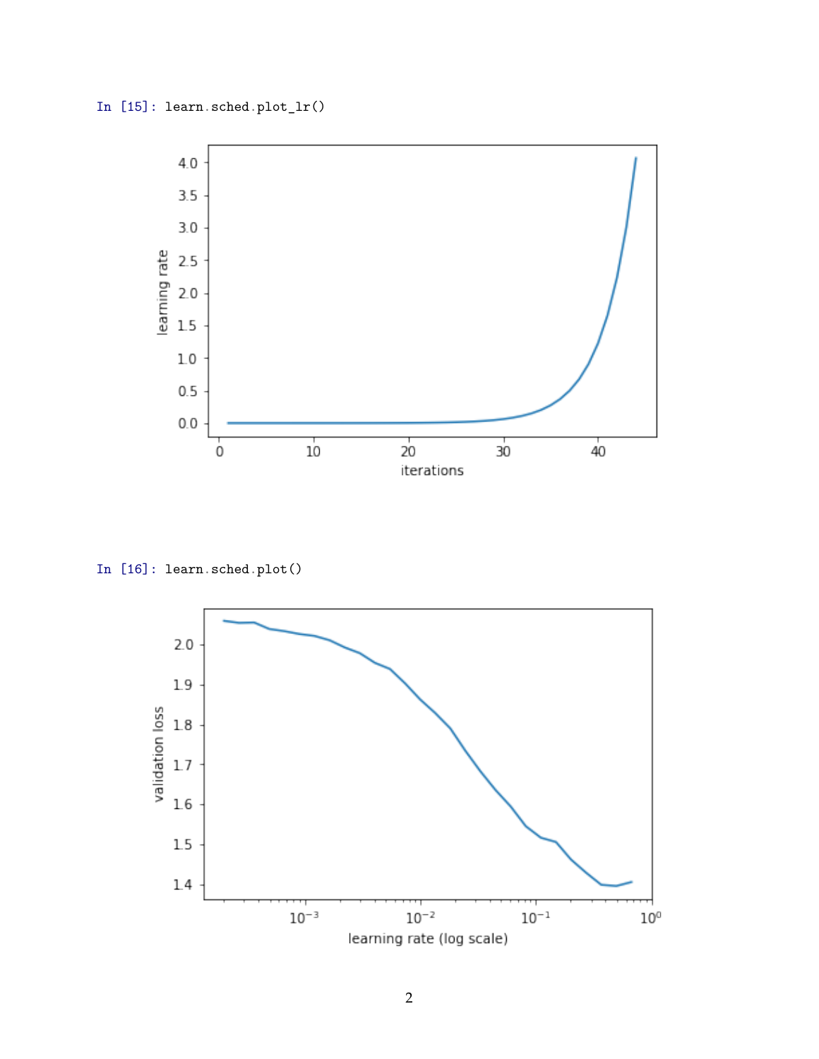```
In [15]: learn.sched.plot_lr()
```

```
In [16]: learn.sched.plot()
```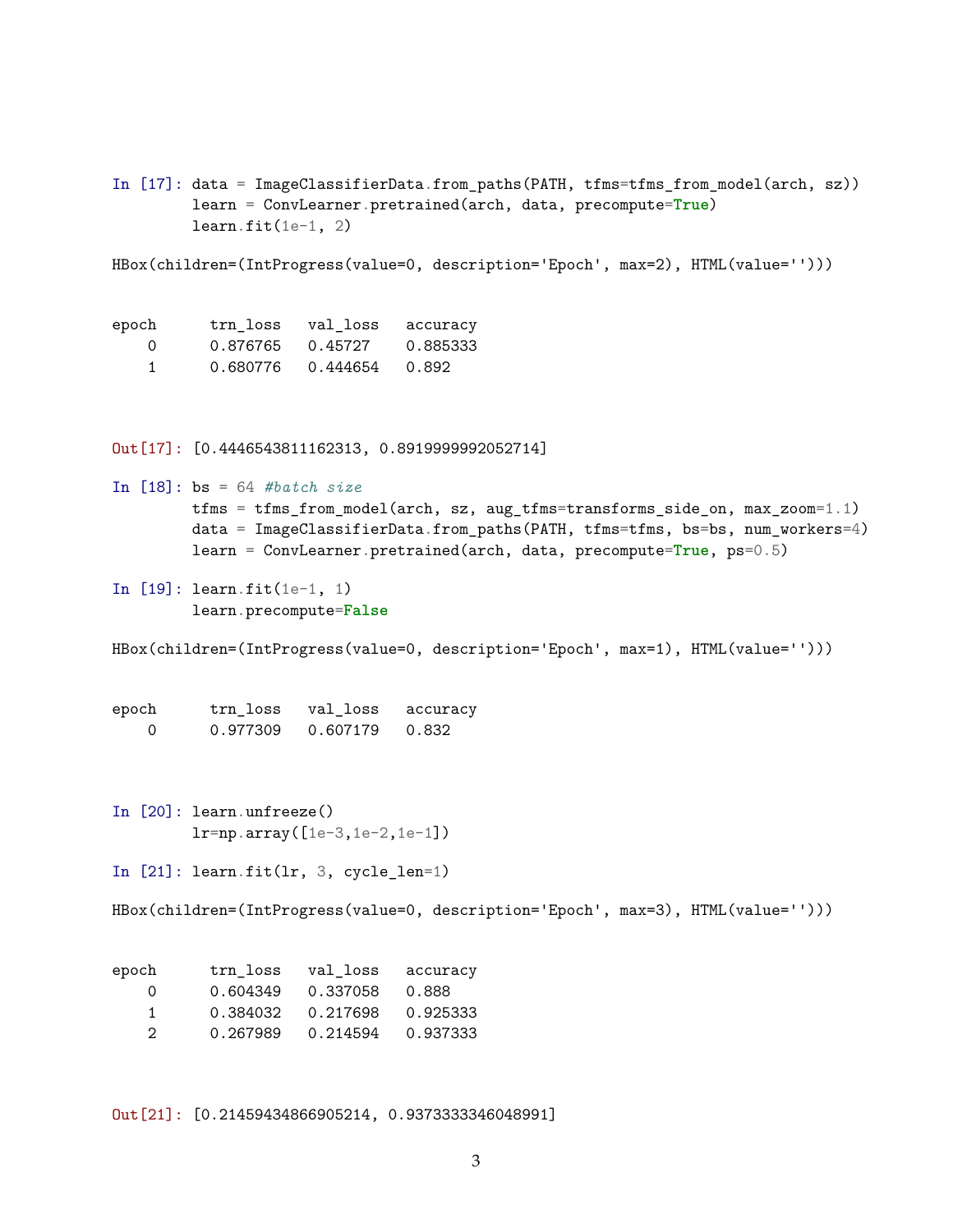```
In [17]: data = ImageClassifierData.from_paths(PATH, tfms=tfms_from_model(arch, sz))
         learn = ConvLearner.pretrained(arch, data, precompute=True)
         learn.fit(1e-1, 2)
```

```
HBox(children=(IntProgress(value=0, description='Epoch', max=2), HTML(value='')))


epoch      trn_loss   val_loss   accuracy
    0      0.876765   0.45727    0.885333
    1      0.680776   0.444654   0.892
```

```
Out[17]: [0.4446543811162313, 0.8919999992052714]
```

```
In [18]: bs = 64 #batch size
         tfms = tfms_from_model(arch, sz, aug_tfms=transforms_side_on, max_zoom=1.1)
         data = ImageClassifierData.from_paths(PATH, tfms=tfms, bs=bs, num_workers=4)
         learn = ConvLearner.pretrained(arch, data, precompute=True, ps=0.5)
```

```
In [19]: learn.fit(1e-1, 1)
         learn.precompute=False
```

```
HBox(children=(IntProgress(value=0, description='Epoch', max=1), HTML(value='')))


epoch      trn_loss   val_loss   accuracy
    0      0.977309   0.607179   0.832
```

```
In [20]: learn.unfreeze()
         lr=np.array([1e-3,1e-2,1e-1])
```

```
In [21]: learn.fit(lr, 3, cycle_len=1)
```

```
HBox(children=(IntProgress(value=0, description='Epoch', max=3), HTML(value='')))


epoch      trn_loss   val_loss   accuracy
    0      0.604349   0.337058   0.888
    1      0.384032   0.217698   0.925333
    2      0.267989   0.214594   0.937333
```

```
Out[21]: [0.21459434866905214, 0.9373333346048991]
```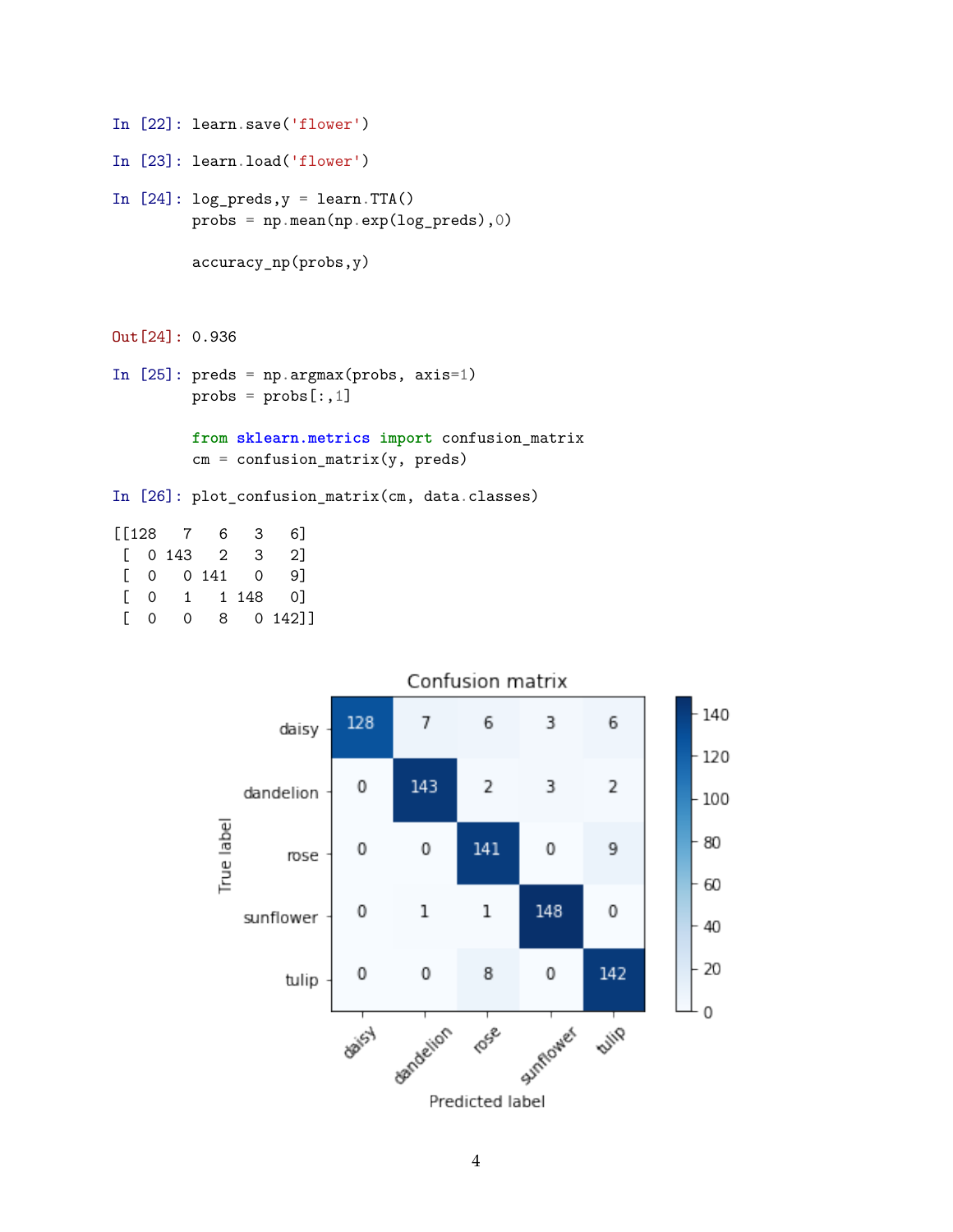In [22]:
```
learn.save('flower')
```

In [23]:
```
learn.load('flower')
```

In [24]:
```
log_preds,y = learn.TTA()
probs = np.mean(np.exp(log_preds),0)

accuracy_np(probs,y)
```

Out[24]:
```
0.936
```

In [25]:
```
preds = np.argmax(probs, axis=1)
probs = probs[:,1]

from sklearn.metrics import confusion_matrix
cm = confusion_matrix(y, preds)
```

In [26]:
```
plot_confusion_matrix(cm, data.classes)
```

```
[[128   7   6   3   6]
 [  0 143   2   3   2]
 [  0   0 141   0   9]
 [  0   1   1 148   0]
 [  0   0   8   0 142]]
```

Confusion matrix

| True label \ Predicted label | daisy | dandelion | rose | sunflower | tulip |
|---|---|---|---|---|---|
| daisy | 128 | 7 | 6 | 3 | 6 |
| dandelion | 0 | 143 | 2 | 3 | 2 |
| rose | 0 | 0 | 141 | 0 | 9 |
| sunflower | 0 | 1 | 1 | 148 | 0 |
| tulip | 0 | 0 | 8 | 0 | 142 |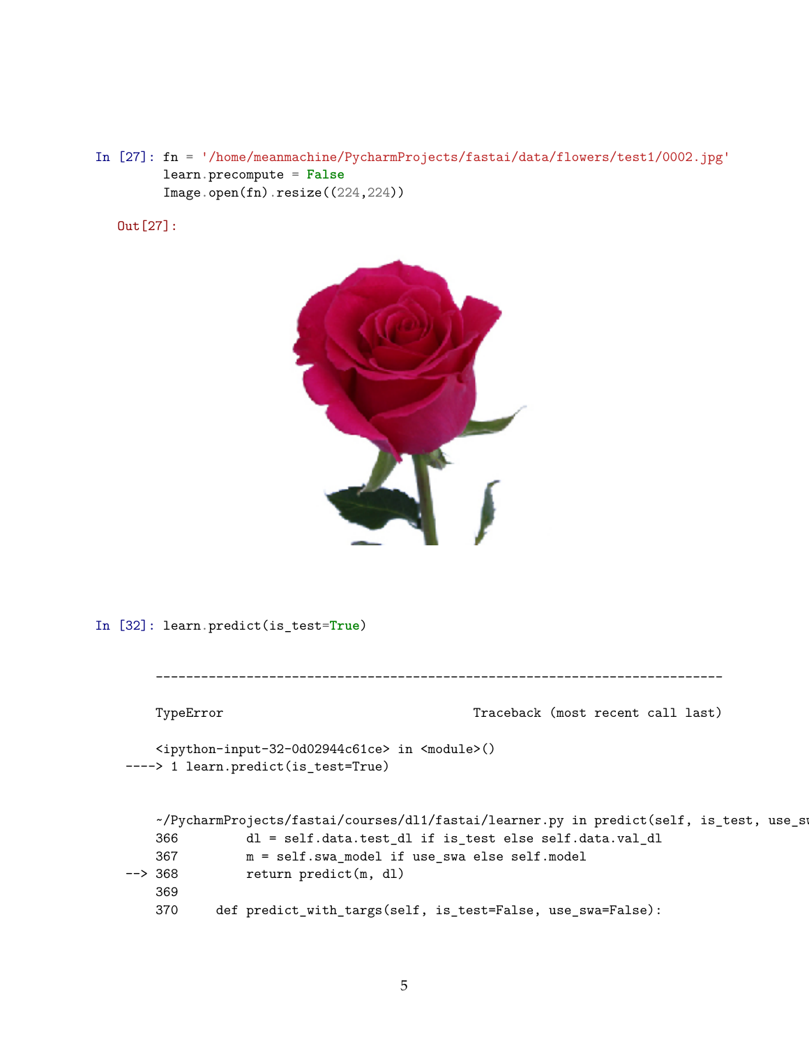In [27]:
```
fn = '/home/meanmachine/PycharmProjects/fastai/data/flowers/test1/0002.jpg'
learn.precompute = False
Image.open(fn).resize((224,224))
```

Out[27]:

In [32]:
```
learn.predict(is_test=True)
```

```
---------------------------------------------------------------------------

TypeError                                 Traceback (most recent call last)

<ipython-input-32-0d02944c61ce> in <module>()
----> 1 learn.predict(is_test=True)


~/PycharmProjects/fastai/courses/dl1/fastai/learner.py in predict(self, is_test, use_sw
    366         dl = self.data.test_dl if is_test else self.data.val_dl
    367         m = self.swa_model if use_swa else self.model
--> 368         return predict(m, dl)
    369 
    370     def predict_with_targs(self, is_test=False, use_swa=False):
```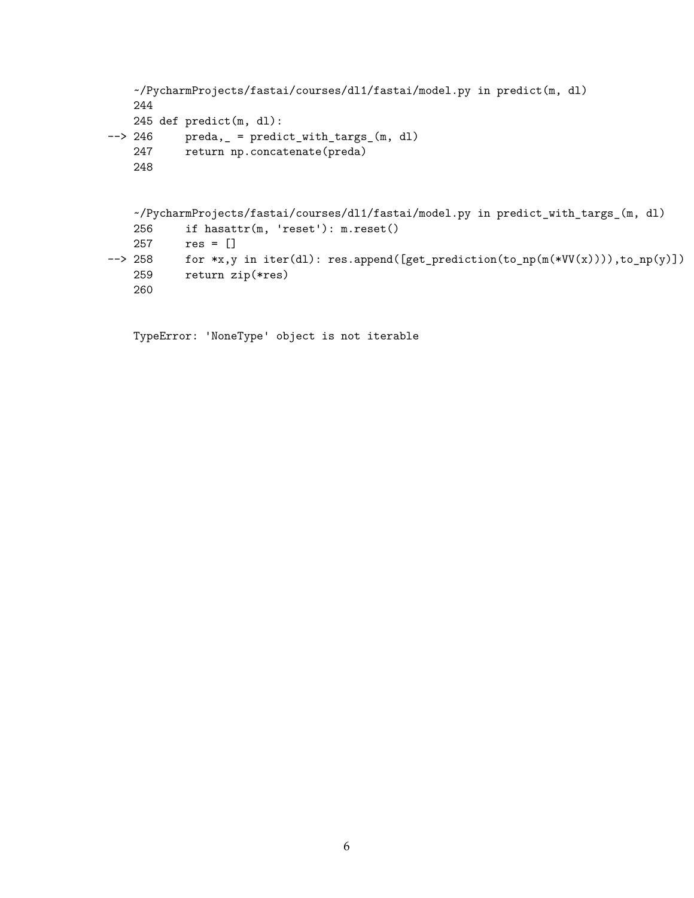```
~/PycharmProjects/fastai/courses/dl1/fastai/model.py in predict(m, dl)
    244
    245 def predict(m, dl):
--> 246     preda,_ = predict_with_targs_(m, dl)
    247     return np.concatenate(preda)
    248


~/PycharmProjects/fastai/courses/dl1/fastai/model.py in predict_with_targs_(m, dl)
    256     if hasattr(m, 'reset'): m.reset()
    257     res = []
--> 258     for *x,y in iter(dl): res.append([get_prediction(to_np(m(*VV(x)))),to_np(y)])
    259     return zip(*res)
    260


TypeError: 'NoneType' object is not iterable
```